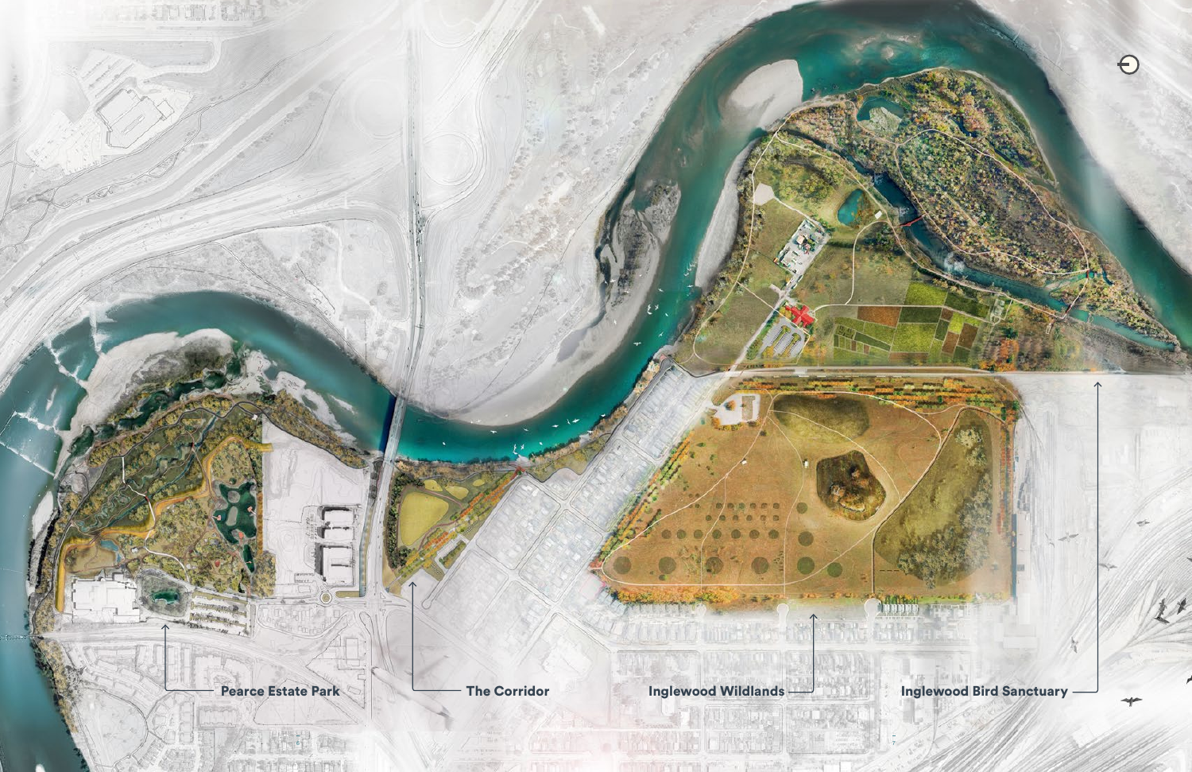Pearce Estate Park

The Corridor

Inglewood Wildlands

Inglewood Bird Sanctuary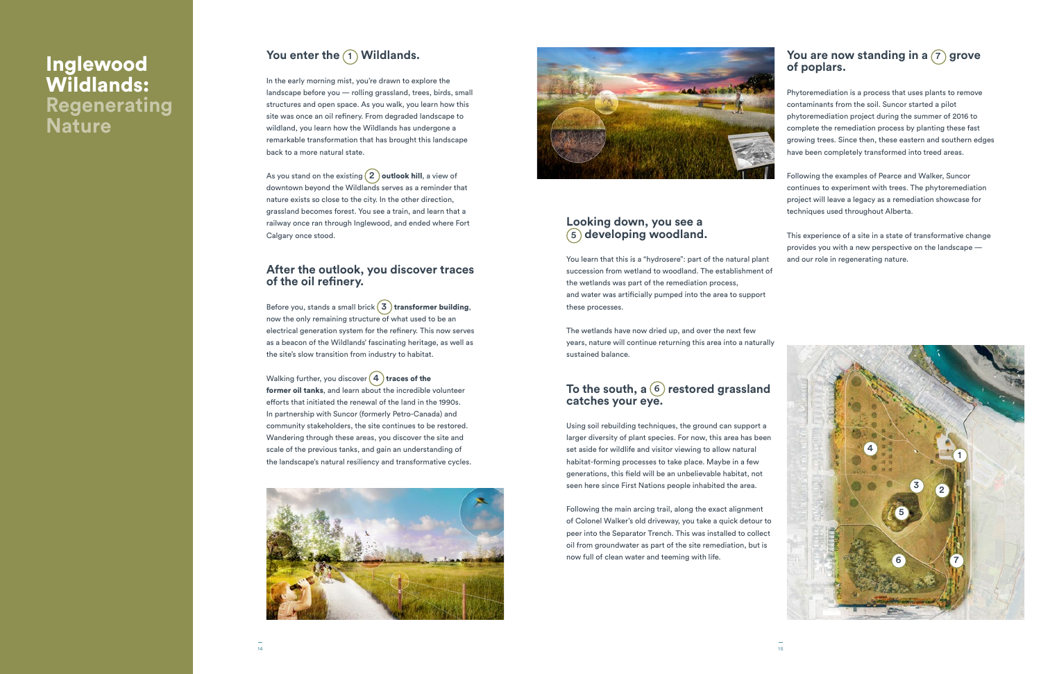# Inglewood Wildlands: Regenerating Nature

## You enter the (1) Wildlands.

In the early morning mist, you're drawn to explore the landscape before you — rolling grassland, trees, birds, small structures and open space. As you walk, you learn how this site was once an oil refinery. From degraded landscape to wildland, you learn how the Wildlands has undergone a remarkable transformation that has brought this landscape back to a more natural state.

As you stand on the existing (2) **outlook hill**, a view of downtown beyond the Wildlands serves as a reminder that nature exists so close to the city. In the other direction, grassland becomes forest. You see a train, and learn that a railway once ran through Inglewood, and ended where Fort Calgary once stood.

## After the outlook, you discover traces of the oil refinery.

Before you, stands a small brick (3) **transformer building**, now the only remaining structure of what used to be an electrical generation system for the refinery. This now serves as a beacon of the Wildlands' fascinating heritage, as well as the site's slow transition from industry to habitat.

Walking further, you discover (4) **traces of the former oil tanks**, and learn about the incredible volunteer efforts that initiated the renewal of the land in the 1990s. In partnership with Suncor (formerly Petro-Canada) and community stakeholders, the site continues to be restored. Wandering through these areas, you discover the site and scale of the previous tanks, and gain an understanding of the landscape's natural resiliency and transformative cycles.

## Looking down, you see a (5) developing woodland.

You learn that this is a "hydrosere": part of the natural plant succession from wetland to woodland. The establishment of the wetlands was part of the remediation process, and water was artificially pumped into the area to support these processes.

The wetlands have now dried up, and over the next few years, nature will continue returning this area into a naturally sustained balance.

## To the south, a (6) restored grassland catches your eye.

Using soil rebuilding techniques, the ground can support a larger diversity of plant species. For now, this area has been set aside for wildlife and visitor viewing to allow natural habitat-forming processes to take place. Maybe in a few generations, this field will be an unbelievable habitat, not seen here since First Nations people inhabited the area.

Following the main arcing trail, along the exact alignment of Colonel Walker's old driveway, you take a quick detour to peer into the Separator Trench. This was installed to collect oil from groundwater as part of the site remediation, but is now full of clean water and teeming with life.

## You are now standing in a (7) grove of poplars.

Phytoremediation is a process that uses plants to remove contaminants from the soil. Suncor started a pilot phytoremediation project during the summer of 2016 to complete the remediation process by planting these fast growing trees. Since then, these eastern and southern edges have been completely transformed into treed areas.

Following the examples of Pearce and Walker, Suncor continues to experiment with trees. The phytoremediation project will leave a legacy as a remediation showcase for techniques used throughout Alberta.

This experience of a site in a state of transformative change provides you with a new perspective on the landscape — and our role in regenerating nature.